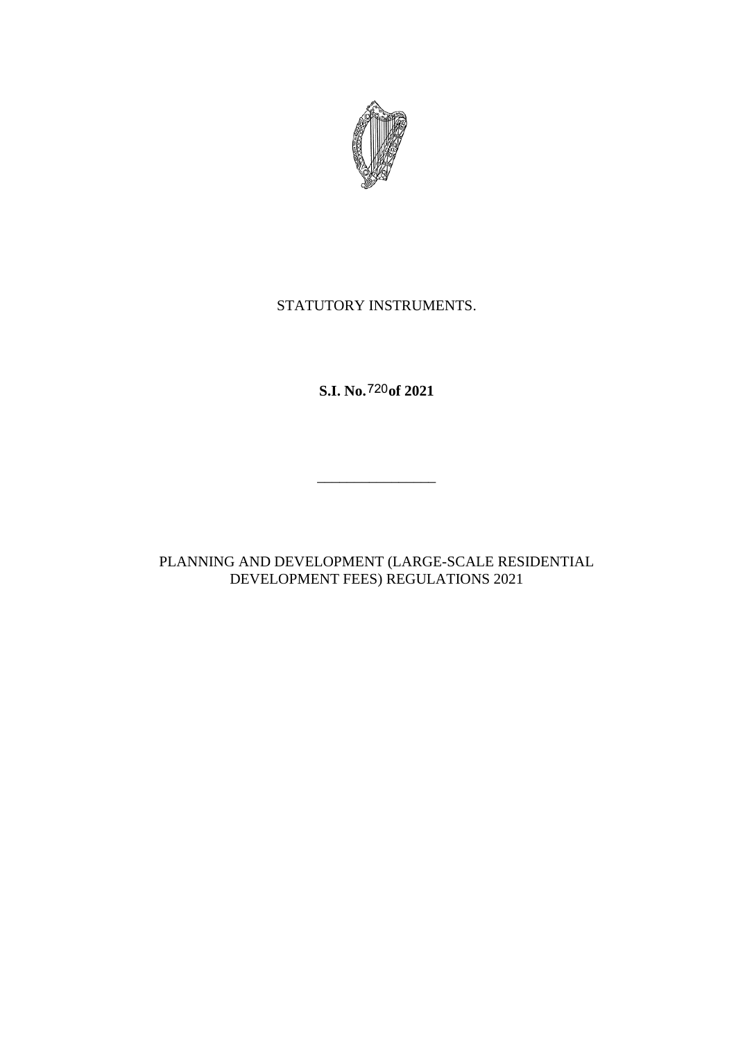STATUTORY INSTRUMENTS.

**S.I. No. 720 of 2021**

________________

PLANNING AND DEVELOPMENT (LARGE-SCALE RESIDENTIAL DEVELOPMENT FEES) REGULATIONS 2021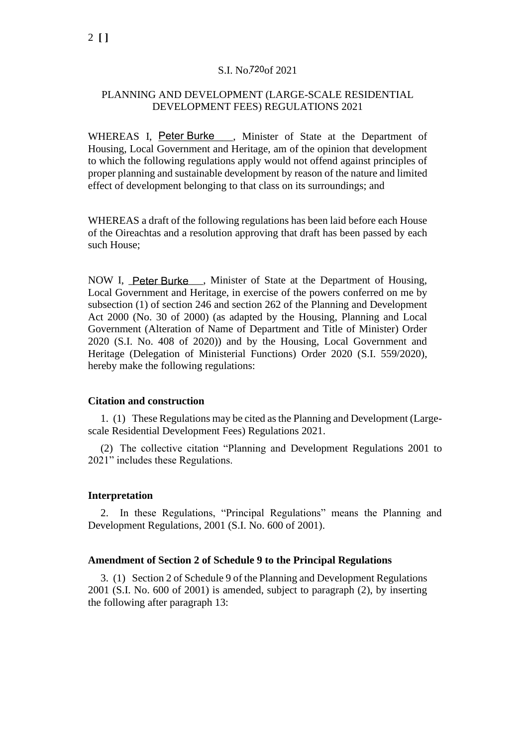S.I. No. 720 of 2021

PLANNING AND DEVELOPMENT (LARGE-SCALE RESIDENTIAL DEVELOPMENT FEES) REGULATIONS 2021

WHEREAS I, Peter Burke, Minister of State at the Department of Housing, Local Government and Heritage, am of the opinion that development to which the following regulations apply would not offend against principles of proper planning and sustainable development by reason of the nature and limited effect of development belonging to that class on its surroundings; and

WHEREAS a draft of the following regulations has been laid before each House of the Oireachtas and a resolution approving that draft has been passed by each such House;

NOW I, Peter Burke, Minister of State at the Department of Housing, Local Government and Heritage, in exercise of the powers conferred on me by subsection (1) of section 246 and section 262 of the Planning and Development Act 2000 (No. 30 of 2000) (as adapted by the Housing, Planning and Local Government (Alteration of Name of Department and Title of Minister) Order 2020 (S.I. No. 408 of 2020)) and by the Housing, Local Government and Heritage (Delegation of Ministerial Functions) Order 2020 (S.I. 559/2020), hereby make the following regulations:

**Citation and construction**

1. (1) These Regulations may be cited as the Planning and Development (Large-scale Residential Development Fees) Regulations 2021.

(2) The collective citation "Planning and Development Regulations 2001 to 2021" includes these Regulations.

**Interpretation**

2. In these Regulations, "Principal Regulations" means the Planning and Development Regulations, 2001 (S.I. No. 600 of 2001).

**Amendment of Section 2 of Schedule 9 to the Principal Regulations**

3. (1) Section 2 of Schedule 9 of the Planning and Development Regulations 2001 (S.I. No. 600 of 2001) is amended, subject to paragraph (2), by inserting the following after paragraph 13: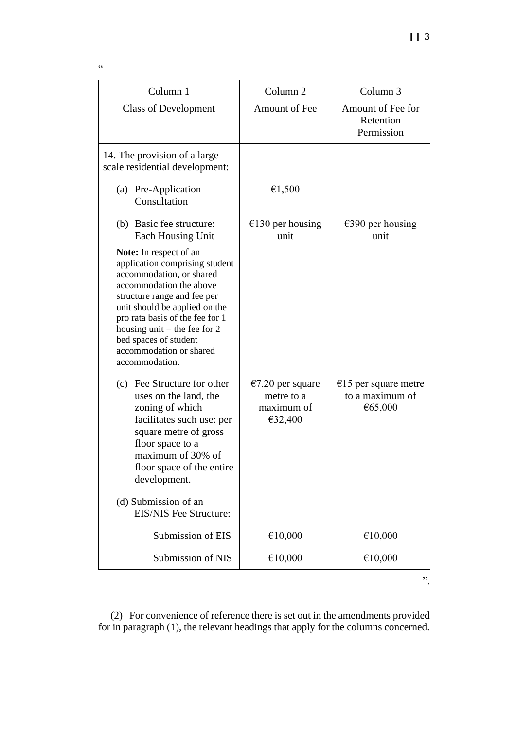“

| Column 1<br>Class of Development | Column 2<br>Amount of Fee | Column 3<br>Amount of Fee for Retention Permission |
|---|---|---|
| 14. The provision of a large-scale residential development: | | |
| (a) Pre-Application Consultation | €1,500 | |
| (b) Basic fee structure: Each Housing Unit | €130 per housing unit | €390 per housing unit |
| **Note:** In respect of an application comprising student accommodation, or shared accommodation the above structure range and fee per unit should be applied on the pro rata basis of the fee for 1 housing unit = the fee for 2 bed spaces of student accommodation or shared accommodation. | | |
| (c) Fee Structure for other uses on the land, the zoning of which facilitates such use: per square metre of gross floor space to a maximum of 30% of floor space of the entire development. | €7.20 per square metre to a maximum of €32,400 | €15 per square metre to a maximum of €65,000 |
| (d) Submission of an EIS/NIS Fee Structure: | | |
| Submission of EIS | €10,000 | €10,000 |
| Submission of NIS | €10,000 | €10,000 |

”.

(2) For convenience of reference there is set out in the amendments provided for in paragraph (1), the relevant headings that apply for the columns concerned.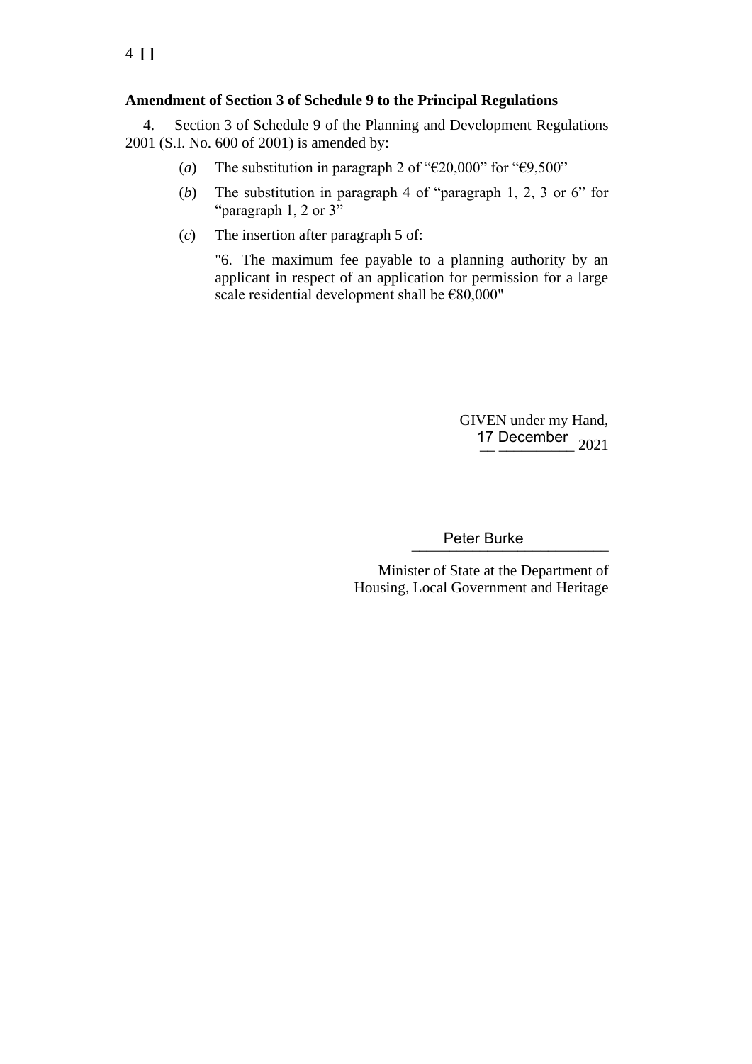**Amendment of Section 3 of Schedule 9 to the Principal Regulations**

4. Section 3 of Schedule 9 of the Planning and Development Regulations 2001 (S.I. No. 600 of 2001) is amended by:

(*a*) The substitution in paragraph 2 of "€20,000" for "€9,500"

(*b*) The substitution in paragraph 4 of "paragraph 1, 2, 3 or 6" for "paragraph 1, 2 or 3"

(*c*) The insertion after paragraph 5 of:

"6. The maximum fee payable to a planning authority by an applicant in respect of an application for permission for a large scale residential development shall be €80,000"

GIVEN under my Hand,
17 December 2021

Peter Burke

Minister of State at the Department of Housing, Local Government and Heritage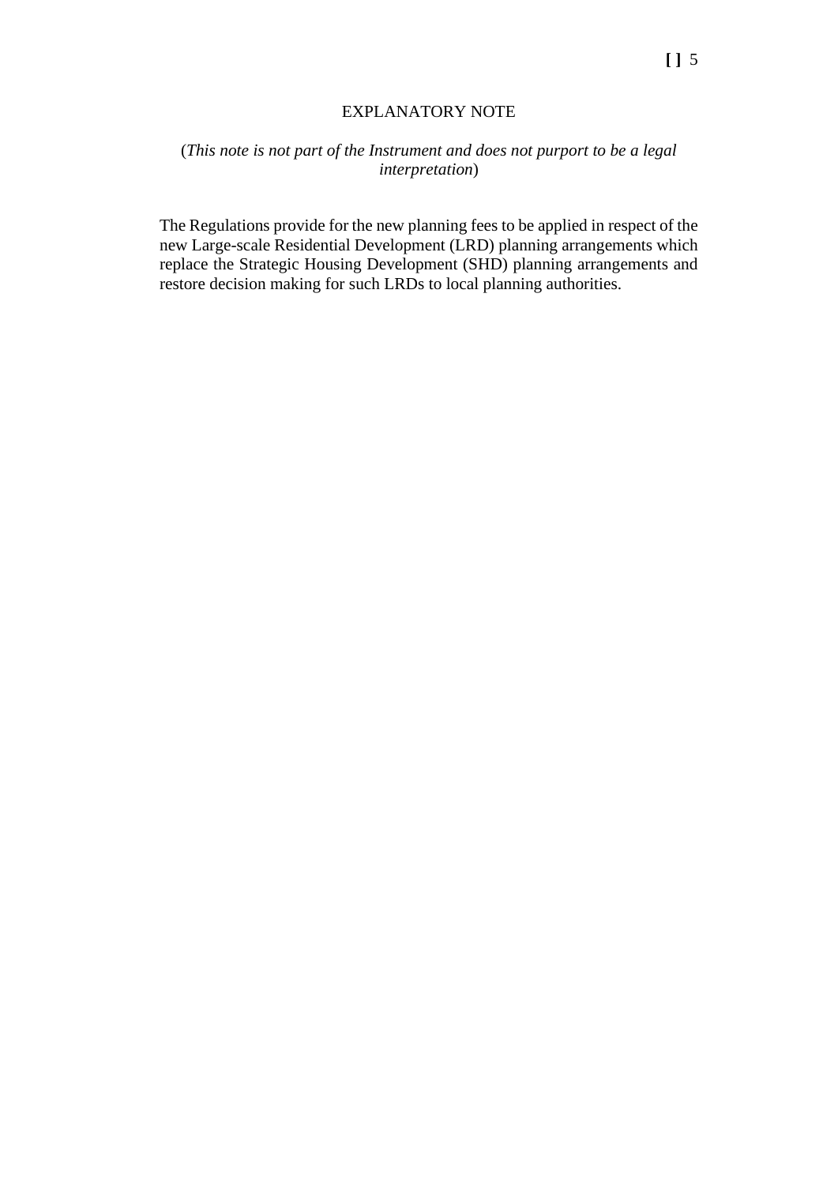## EXPLANATORY NOTE

(*This note is not part of the Instrument and does not purport to be a legal interpretation*)

The Regulations provide for the new planning fees to be applied in respect of the new Large-scale Residential Development (LRD) planning arrangements which replace the Strategic Housing Development (SHD) planning arrangements and restore decision making for such LRDs to local planning authorities.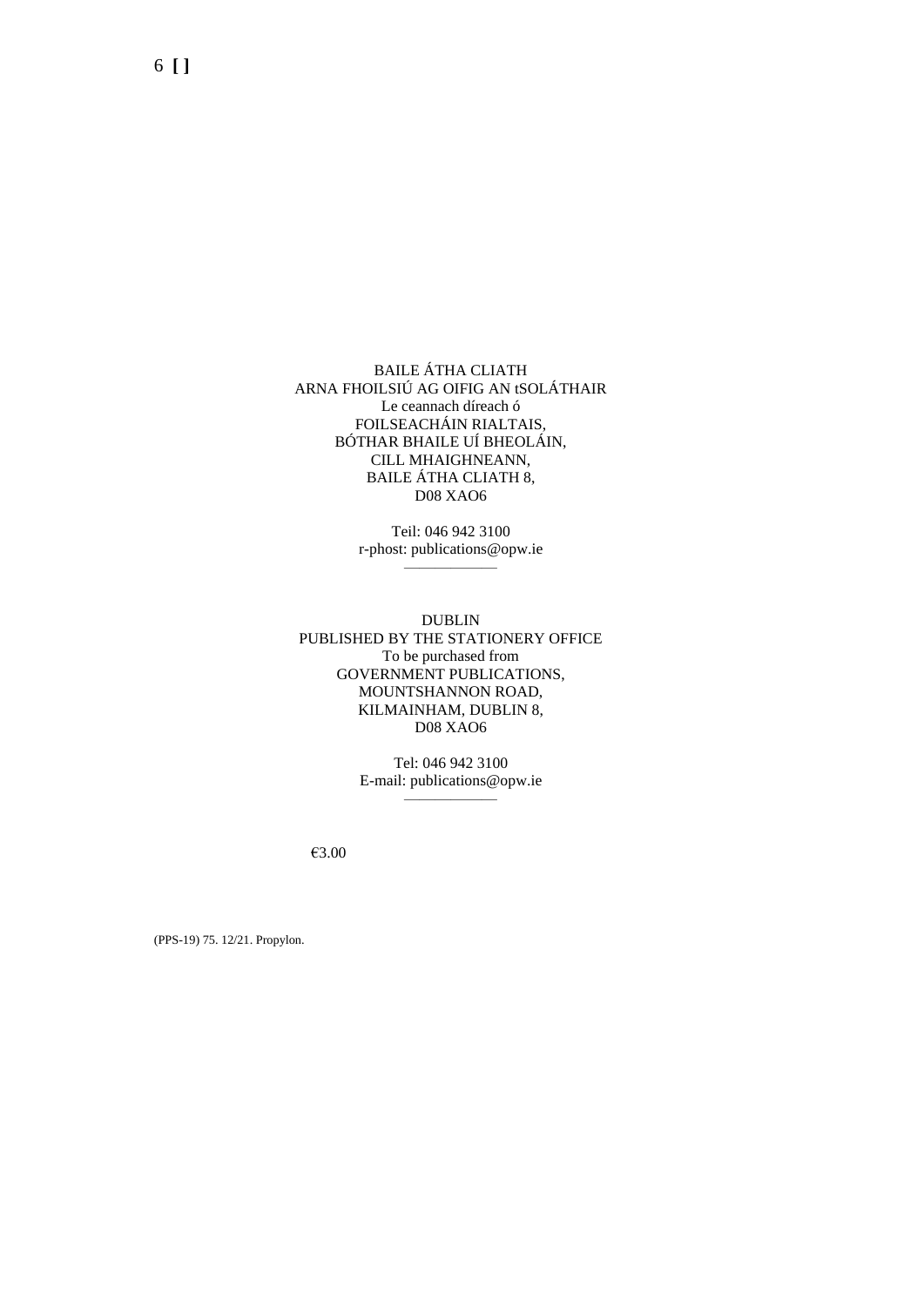BAILE ÁTHA CLIATH
ARNA FHOILSIÚ AG OIFIG AN tSOLÁTHAIR
Le ceannach díreach ó
FOILSEACHÁIN RIALTAIS,
BÓTHAR BHAILE UÍ BHEOLÁIN,
CILL MHAIGHNEANN,
BAILE ÁTHA CLIATH 8,
D08 XAO6

Teil: 046 942 3100
r-phost: publications@opw.ie

---

DUBLIN
PUBLISHED BY THE STATIONERY OFFICE
To be purchased from
GOVERNMENT PUBLICATIONS,
MOUNTSHANNON ROAD,
KILMAINHAM, DUBLIN 8,
D08 XAO6

Tel: 046 942 3100
E-mail: publications@opw.ie

---

€3.00

(PPS-19) 75. 12/21. Propylon.